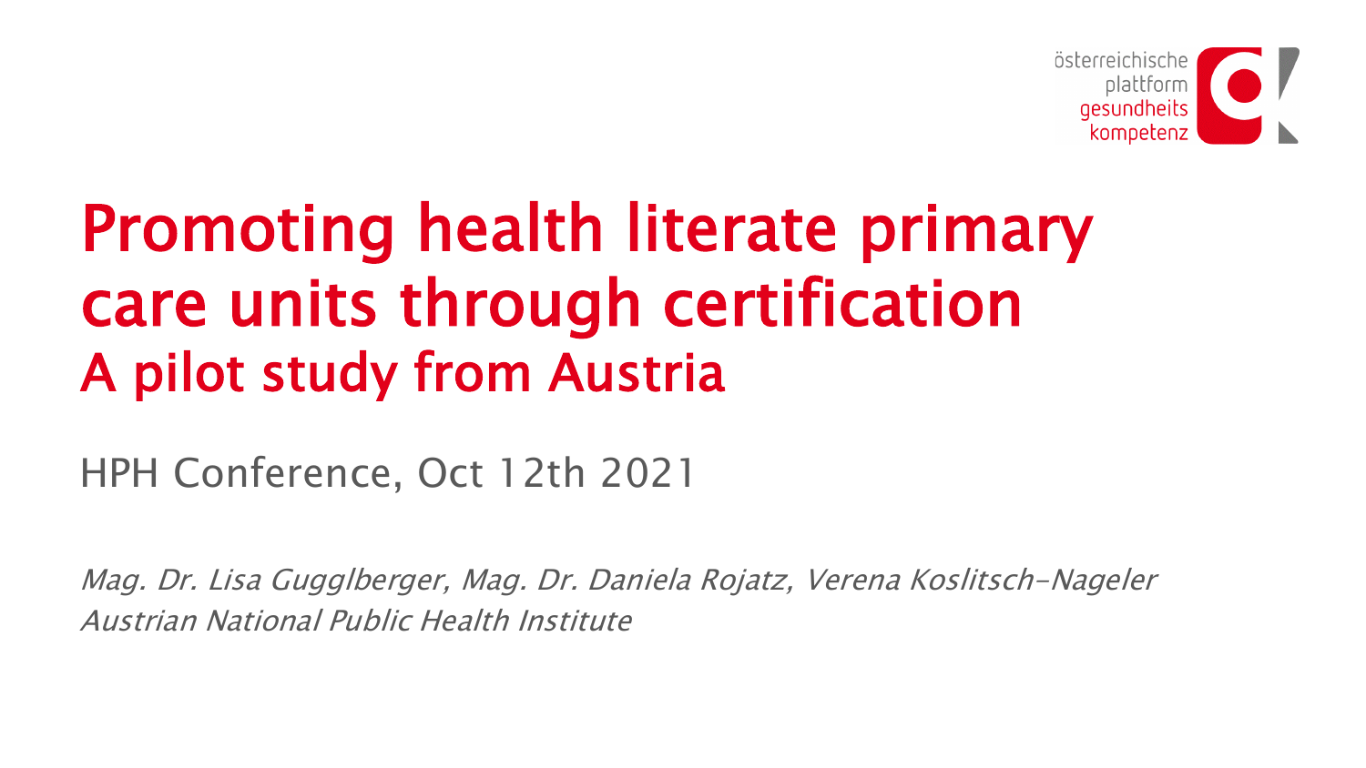österreichische plattform gesundheits kompetenz

# Promoting health literate primary care units through certification

## A pilot study from Austria

HPH Conference, Oct 12th 2021

*Mag. Dr. Lisa Gugglberger, Mag. Dr. Daniela Rojatz, Verena Koslitsch-Nageler*
*Austrian National Public Health Institute*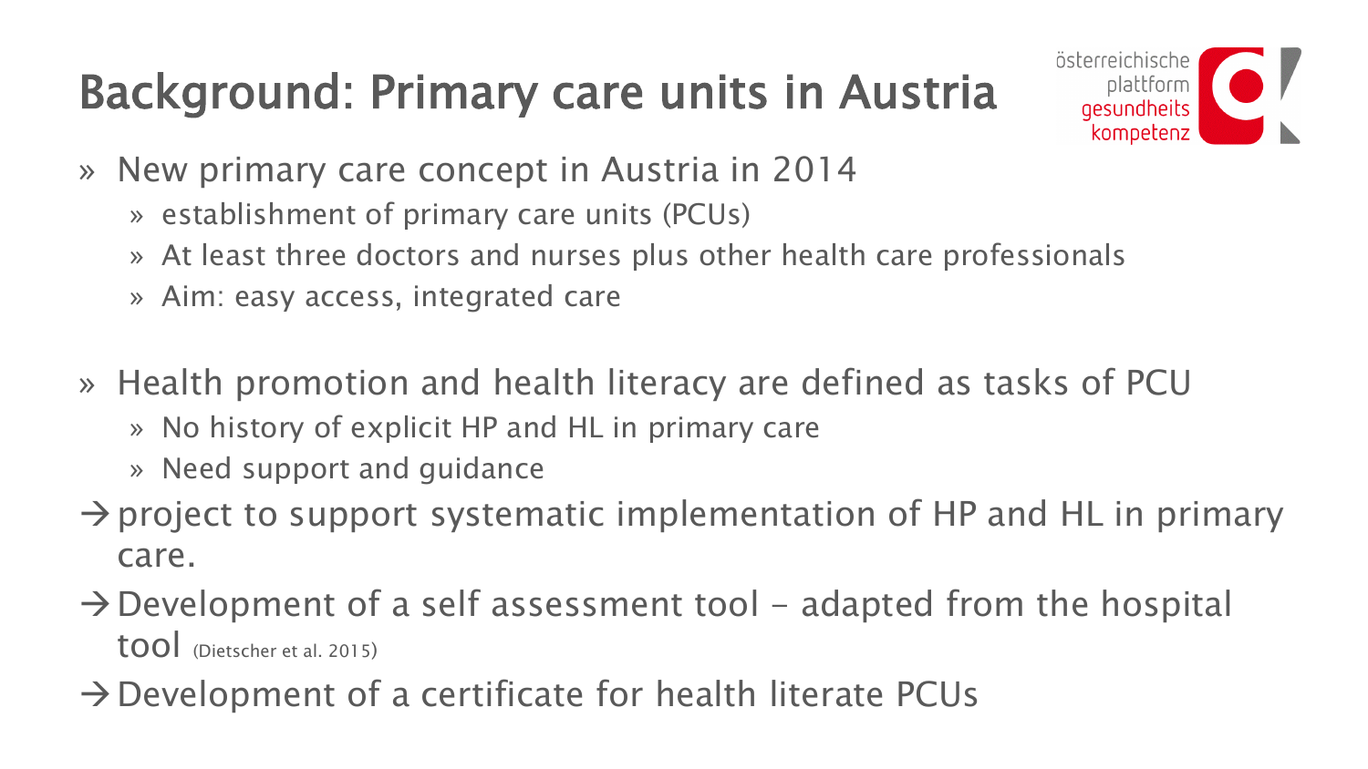# Background: Primary care units in Austria

- New primary care concept in Austria in 2014
  - establishment of primary care units (PCUs)
  - At least three doctors and nurses plus other health care professionals
  - Aim: easy access, integrated care

- Health promotion and health literacy are defined as tasks of PCU
  - No history of explicit HP and HL in primary care
  - Need support and guidance

→ project to support systematic implementation of HP and HL in primary care.

→ Development of a self assessment tool – adapted from the hospital tool (Dietscher et al. 2015)

→ Development of a certificate for health literate PCUs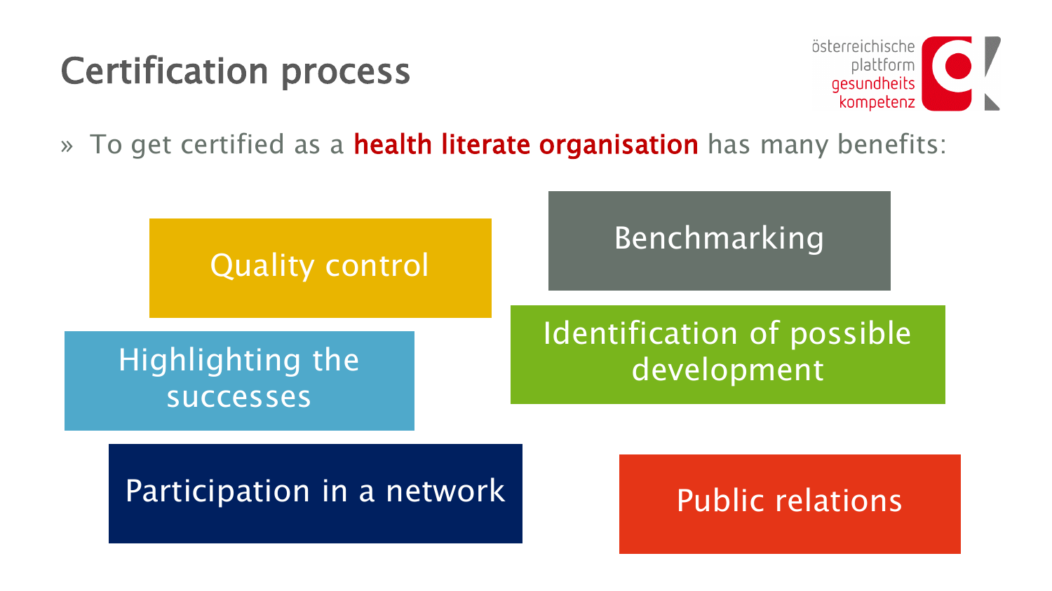# Certification process

- To get certified as a **health literate organisation** has many benefits:

- Quality control
- Benchmarking
- Highlighting the successes
- Identification of possible development
- Participation in a network
- Public relations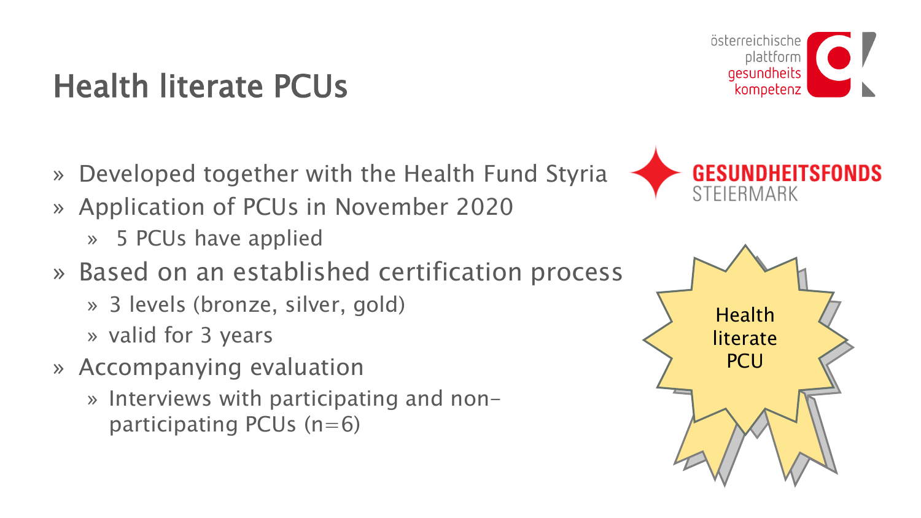# Health literate PCUs

- Developed together with the Health Fund Styria
- Application of PCUs in November 2020
  - 5 PCUs have applied
- Based on an established certification process
  - 3 levels (bronze, silver, gold)
  - valid for 3 years
- Accompanying evaluation
  - Interviews with participating and non-participating PCUs (n=6)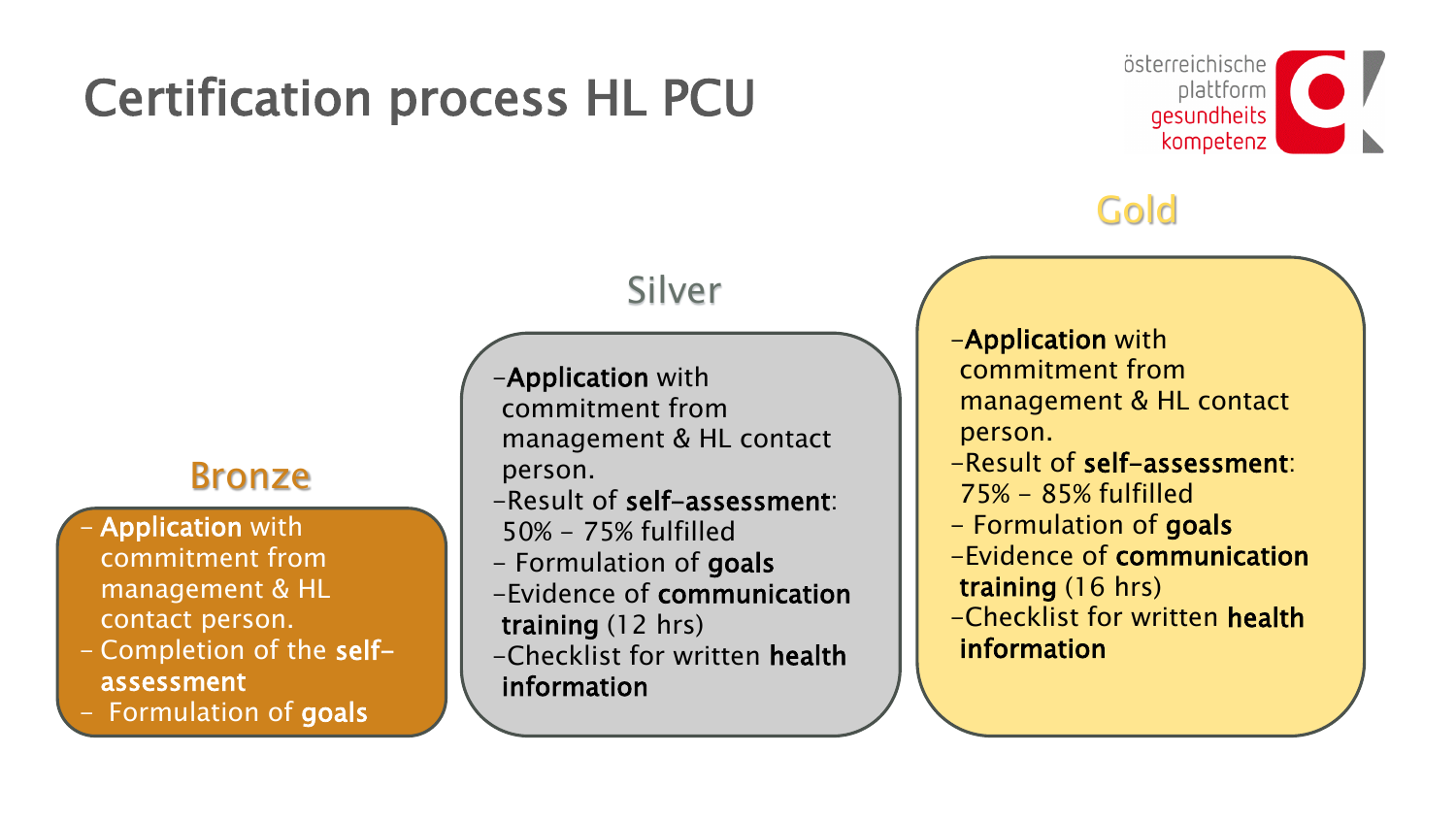# Certification process HL PCU

## Bronze

- **Application** with commitment from management & HL contact person.
- Completion of the **self-assessment**
- Formulation of **goals**

## Silver

- **Application** with commitment from management & HL contact person.
- Result of **self-assessment**: 50% - 75% fulfilled
- Formulation of **goals**
- Evidence of **communication training** (12 hrs)
- Checklist for written **health information**

## Gold

- **Application** with commitment from management & HL contact person.
- Result of **self-assessment**: 75% - 85% fulfilled
- Formulation of **goals**
- Evidence of **communication training** (16 hrs)
- Checklist for written **health information**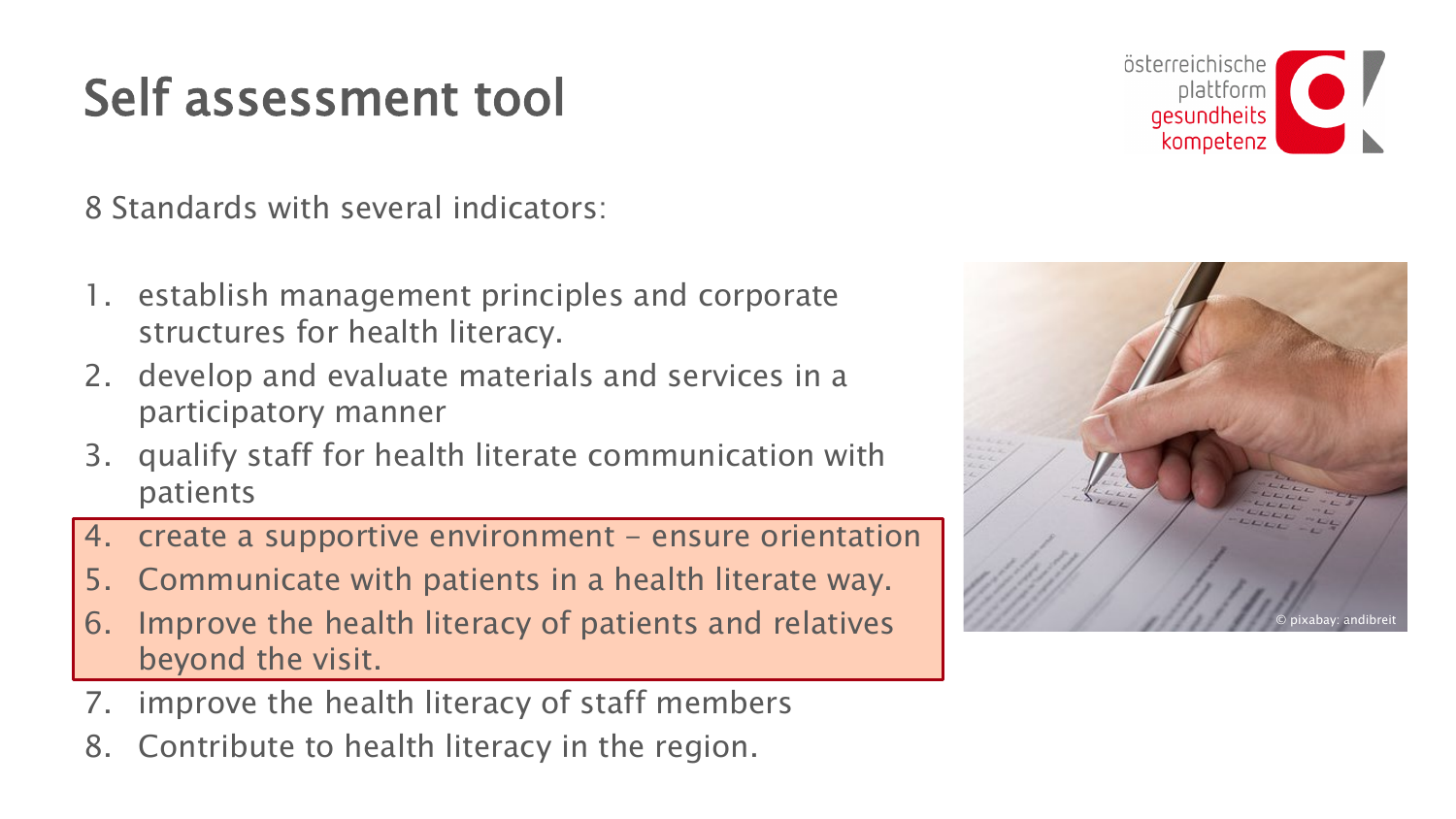# Self assessment tool

8 Standards with several indicators:

1. establish management principles and corporate structures for health literacy.
2. develop and evaluate materials and services in a participatory manner
3. qualify staff for health literate communication with patients
4. create a supportive environment – ensure orientation
5. Communicate with patients in a health literate way.
6. Improve the health literacy of patients and relatives beyond the visit.
7. improve the health literacy of staff members
8. Contribute to health literacy in the region.

© pixabay: andibreit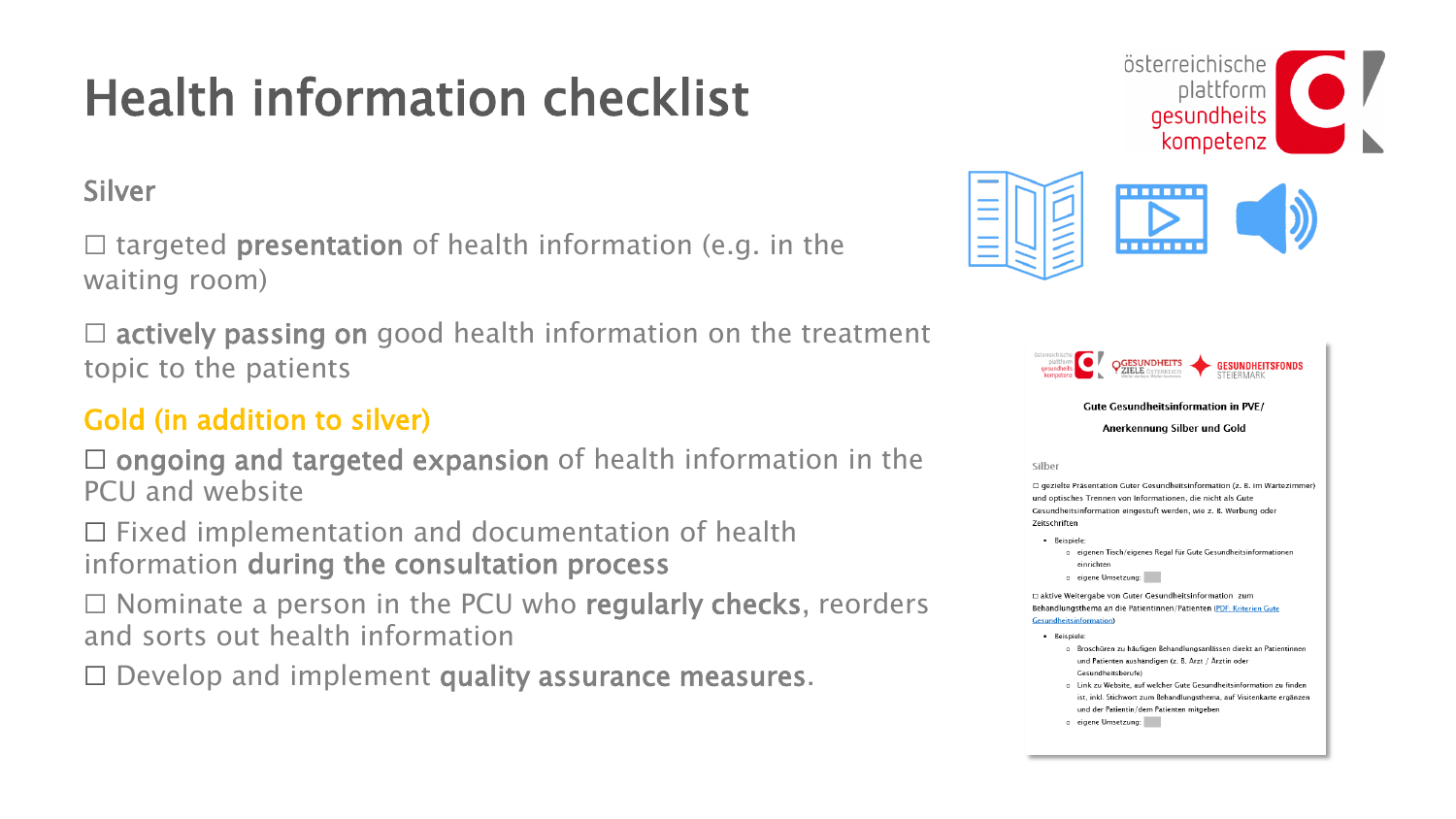# Health information checklist

## Silver

☐ targeted **presentation** of health information (e.g. in the waiting room)

☐ **actively passing on** good health information on the treatment topic to the patients

## Gold (in addition to silver)

☐ **ongoing and targeted expansion** of health information in the PCU and website

☐ Fixed implementation and documentation of health information **during the consultation process**

☐ Nominate a person in the PCU who **regularly checks**, reorders and sorts out health information

☐ Develop and implement **quality assurance measures**.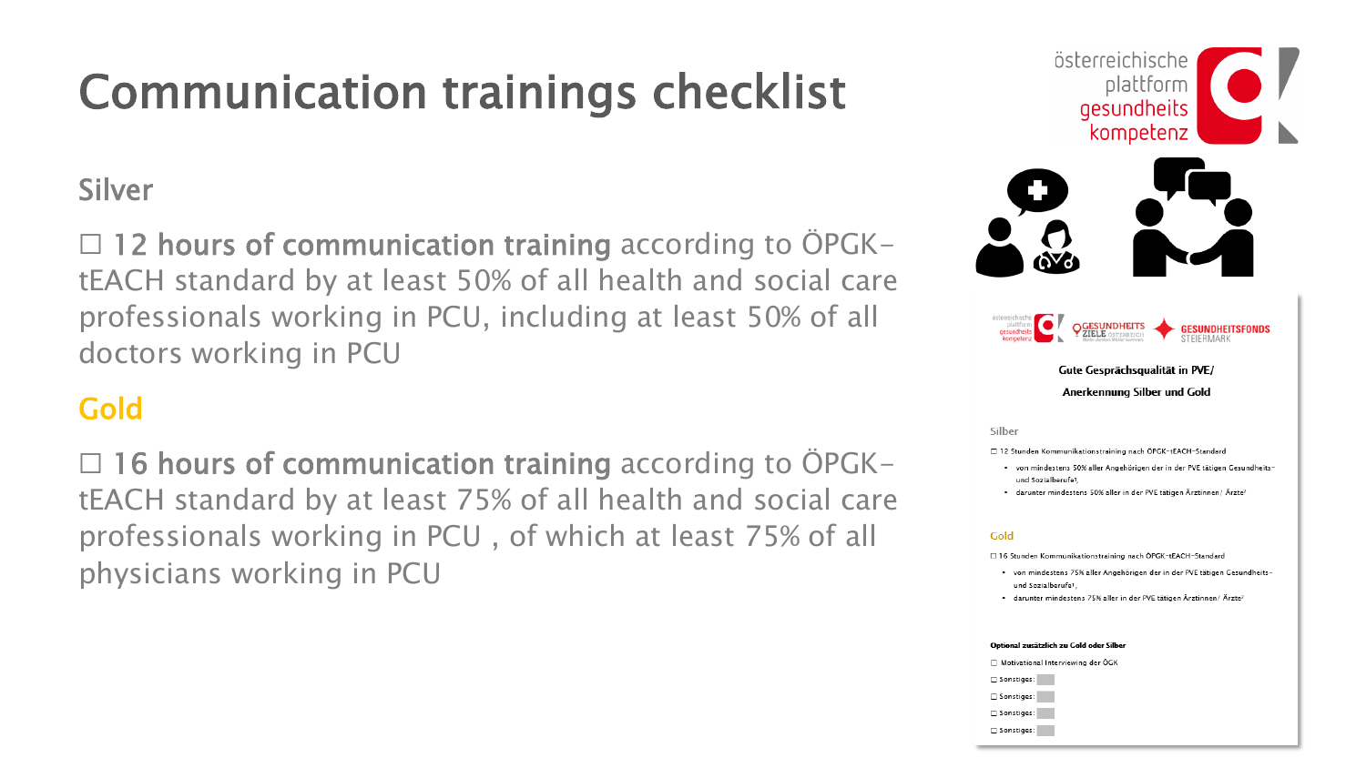# Communication trainings checklist

## Silver

☐ **12 hours of communication training** according to ÖPGK-tEACH standard by at least 50% of all health and social care professionals working in PCU, including at least 50% of all doctors working in PCU

## Gold

☐ **16 hours of communication training** according to ÖPGK-tEACH standard by at least 75% of all health and social care professionals working in PCU , of which at least 75% of all physicians working in PCU

**Gute Gesprächsqualität in PVE/**

**Anerkennung Silber und Gold**

Silber

☐ 12 Stunden Kommunikationstraining nach ÖPGK-tEACH-Standard

- von mindestens 50% aller Angehörigen der in der PVE tätigen Gesundheits- und Sozialberufe[1],
- darunter mindestens 50% aller in der PVE tätigen Ärztinnen / Ärzte[2]

Gold

☐ 16 Stunden Kommunikationstraining nach ÖPGK-tEACH-Standard

- von mindestens 75% aller Angehörigen der in der PVE tätigen Gesundheits- und Sozialberufe[1],
- darunter mindestens 75% aller in der PVE tätigen Ärztinnen / Ärzte[2]

**Optional zusätzlich zu Gold oder Silber**

☐ Motivational Interviewing der ÖGK

☐ Sonstiges:

☐ Sonstiges:

☐ Sonstiges:

☐ Sonstiges: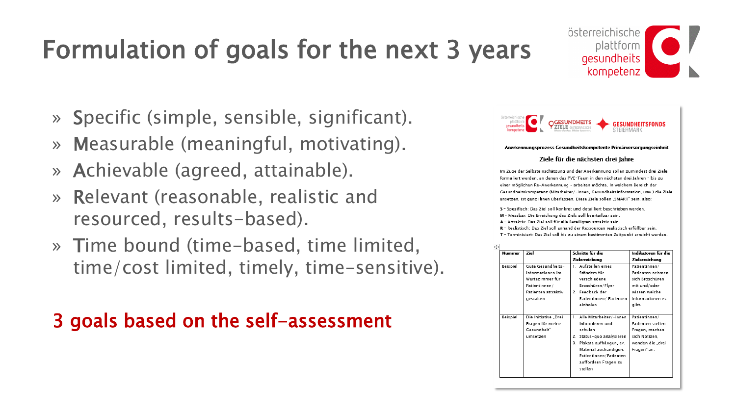# Formulation of goals for the next 3 years

- Specific (simple, sensible, significant).
- Measurable (meaningful, motivating).
- Achievable (agreed, attainable).
- Relevant (reasonable, realistic and resourced, results-based).
- Time bound (time-based, time limited, time/cost limited, timely, time-sensitive).

**3 goals based on the self-assessment**

**Anerkennungsprozess Gesundheitskompetente Primärversorgungseinheit**

**Ziele für die nächsten drei Jahre**

Im Zuge der Selbsteinschätzung und der Anerkennung sollen zumindest drei Ziele formuliert werden, an denen das PVE-Team in den nächsten drei Jahren – bis zu einer möglichen Re-Anerkennung – arbeiten möchte. In welchem Bereich der Gesundheitskompetenz (Mitarbeiter/-innen, Gesundheitsinformation, usw.) die Ziele ansetzen, ist ganz Ihnen überlassen. Diese Ziele sollen „SMART" sein, also:

S – Spezifisch: Das Ziel soll konkret und detailliert beschrieben werden.
M – Messbar: Die Erreichung des Ziels soll beurteilbar sein.
A – Attraktiv: Das Ziel soll für alle Beteiligten attraktiv sein.
R – Realistisch: Das Ziel soll anhand der Ressourcen realistisch erfüllbar sein.
T – Terminisiert: Das Ziel soll bis zu einem bestimmten Zeitpunkt erreicht werden.

| Nummer | Ziel | Schritte für die Zielerreichung | Indikatoren für die Zielerreichung |
|---|---|---|---|
| Beispiel | Gute Gesundheits-informationen im Wartezimmer für Patientinnen/Patienten attraktiv gestalten | 1. Aufstellen eines Ständers für verschiedene Broschüren/Flyer<br>2. Feedback der Patientinnen/Patienten einholen | Patientinnen/Patienten nehmen sich Broschüren mit und/oder wissen welche Informationen es gibt. |
| Beispiel | Die Initiative „Drei Fragen für meine Gesundheit" umsetzen | 1. Alle Mitarbeiter/-innen informieren und schulen<br>2. Status-quo analysieren<br>3. Plakate aufhängen, ev. Material aushändigen, Patientinnen/Patienten auffordern Fragen zu stellen | Patientinnen/Patienten stellen Fragen, machen sich Notizen, wenden die „drei Fragen" an. |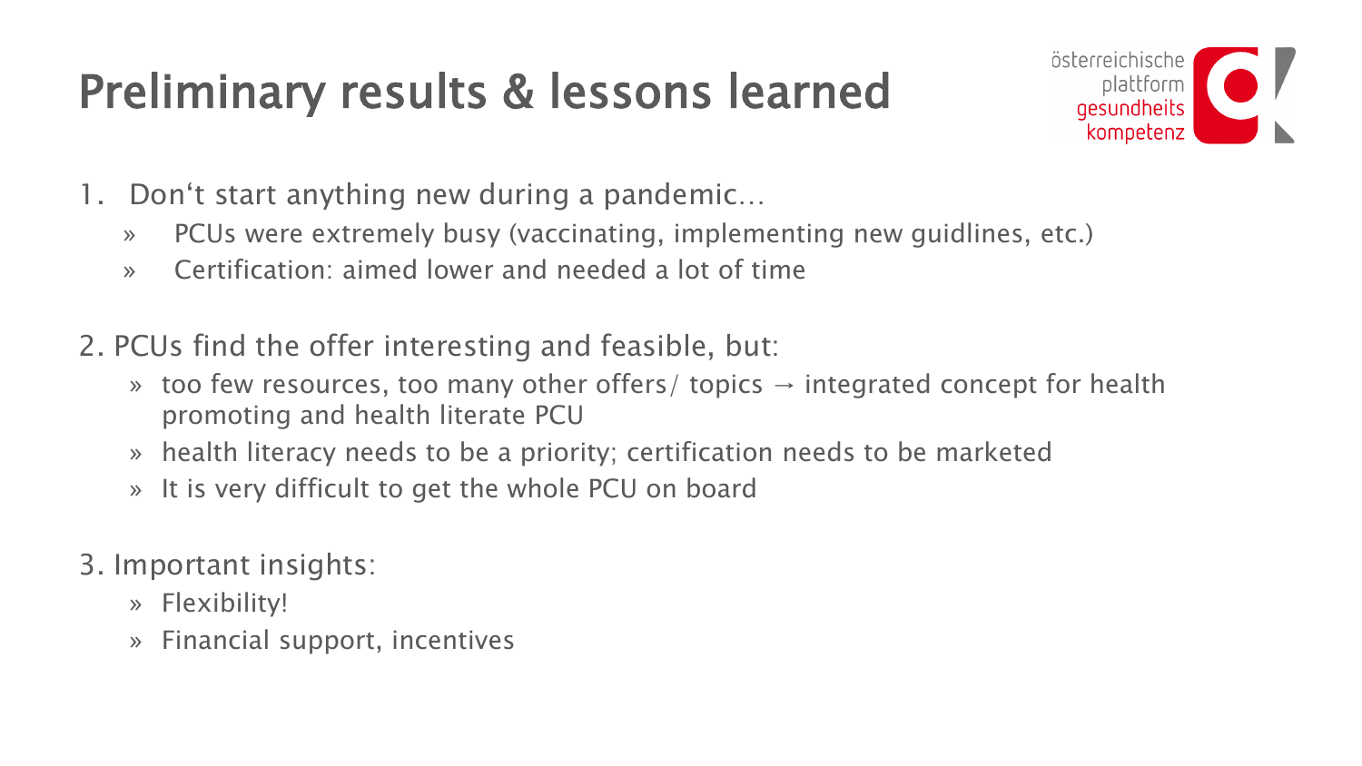# Preliminary results & lessons learned

1. Don‘t start anything new during a pandemic…
   - PCUs were extremely busy (vaccinating, implementing new guidlines, etc.)
   - Certification: aimed lower and needed a lot of time

2. PCUs find the offer interesting and feasible, but:
   - too few resources, too many other offers/ topics → integrated concept for health promoting and health literate PCU
   - health literacy needs to be a priority; certification needs to be marketed
   - It is very difficult to get the whole PCU on board

3. Important insights:
   - Flexibility!
   - Financial support, incentives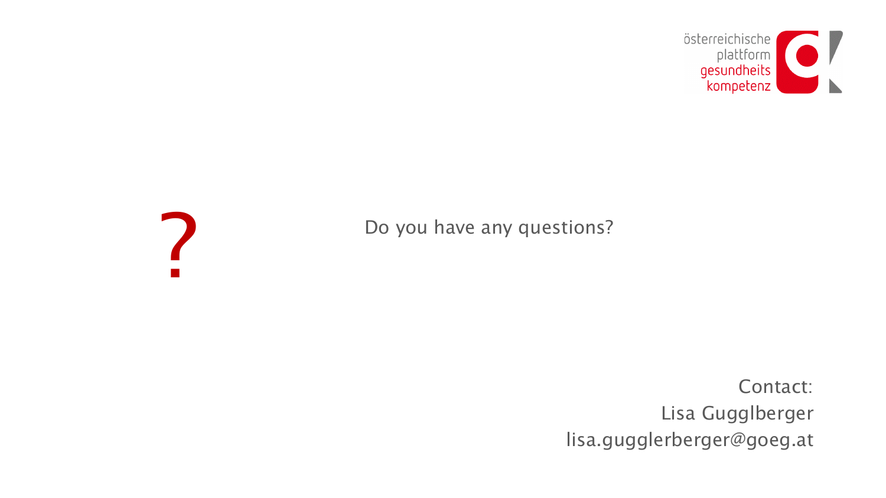?

Do you have any questions?

Contact:
Lisa Gugglberger
lisa.gugglerberger@goeg.at